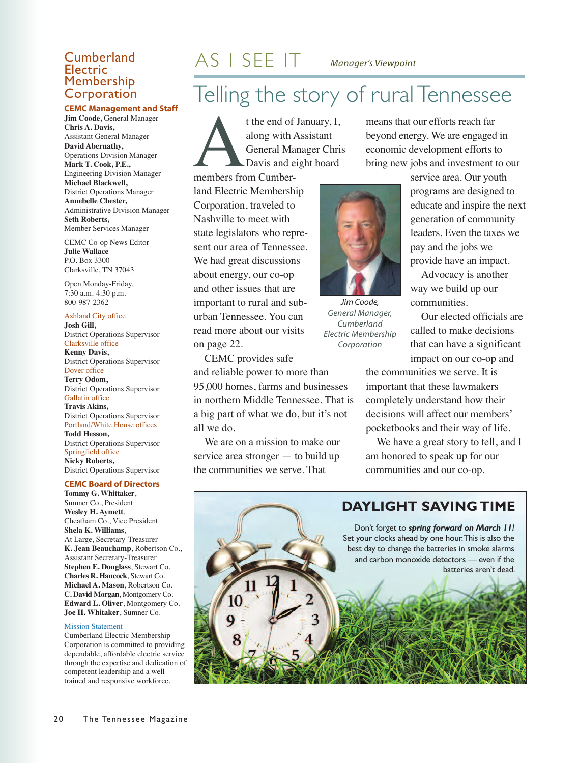# Cumberland Electric Membership Corporation

**CEMC Management and Staff**

**Jim Coode,** General Manager
**Chris A. Davis,**
Assistant General Manager
**David Abernathy,**
Operations Division Manager
**Mark T. Cook, P.E.,**
Engineering Division Manager
**Michael Blackwell,**
District Operations Manager
**Annebelle Chester,**
Administrative Division Manager
**Seth Roberts,**
Member Services Manager

CEMC Co-op News Editor
**Julie Wallace**
P.O. Box 3300
Clarksville, TN 37043

Open Monday-Friday,
7:30 a.m.-4:30 p.m.
800-987-2362

Ashland City office
**Josh Gill,**
District Operations Supervisor
Clarksville office
**Kenny Davis,**
District Operations Supervisor
Dover office
**Terry Odom,**
District Operations Supervisor
Gallatin office
**Travis Akins,**
District Operations Supervisor
Portland/White House offices
**Todd Hesson,**
District Operations Supervisor
Springfield office
**Nicky Roberts,**
District Operations Supervisor

**CEMC Board of Directors**

**Tommy G. Whittaker**, Sumner Co., President
**Wesley H. Aymett**, Cheatham Co., Vice President
**Shela K. Williams**, At Large, Secretary-Treasurer
**K. Jean Beauchamp**, Robertson Co., Assistant Secretary-Treasurer
**Stephen E. Douglass**, Stewart Co.
**Charles R. Hancock**, Stewart Co.
**Michael A. Mason**, Robertson Co.
**C. David Morgan**, Montgomery Co.
**Edward L. Oliver**, Montgomery Co.
**Joe H. Whitaker**, Sumner Co.

Mission Statement
Cumberland Electric Membership Corporation is committed to providing dependable, affordable electric service through the expertise and dedication of competent leadership and a well-trained and responsive workforce.

## AS I SEE IT *Manager's Viewpoint*

# Telling the story of rural Tennessee

At the end of January, I, along with Assistant General Manager Chris Davis and eight board members from Cumberland Electric Membership Corporation, traveled to Nashville to meet with state legislators who represent our area of Tennessee. We had great discussions about energy, our co-op and other issues that are important to rural and suburban Tennessee. You can read more about our visits on page 22.

*Jim Coode, General Manager, Cumberland Electric Membership Corporation*

CEMC provides safe and reliable power to more than 95,000 homes, farms and businesses in northern Middle Tennessee. That is a big part of what we do, but it's not all we do.

We are on a mission to make our service area stronger — to build up the communities we serve. That means that our efforts reach far beyond energy. We are engaged in economic development efforts to bring new jobs and investment to our service area. Our youth programs are designed to educate and inspire the next generation of community leaders. Even the taxes we pay and the jobs we provide have an impact.

Advocacy is another way we build up our communities.

Our elected officials are called to make decisions that can have a significant impact on our co-op and the communities we serve. It is important that these lawmakers completely understand how their decisions will affect our members' pocketbooks and their way of life.

We have a great story to tell, and I am honored to speak up for our communities and our co-op.

## DAYLIGHT SAVING TIME

Don't forget to ***spring forward on March 11!*** Set your clocks ahead by one hour. This is also the best day to change the batteries in smoke alarms and carbon monoxide detectors — even if the batteries aren't dead.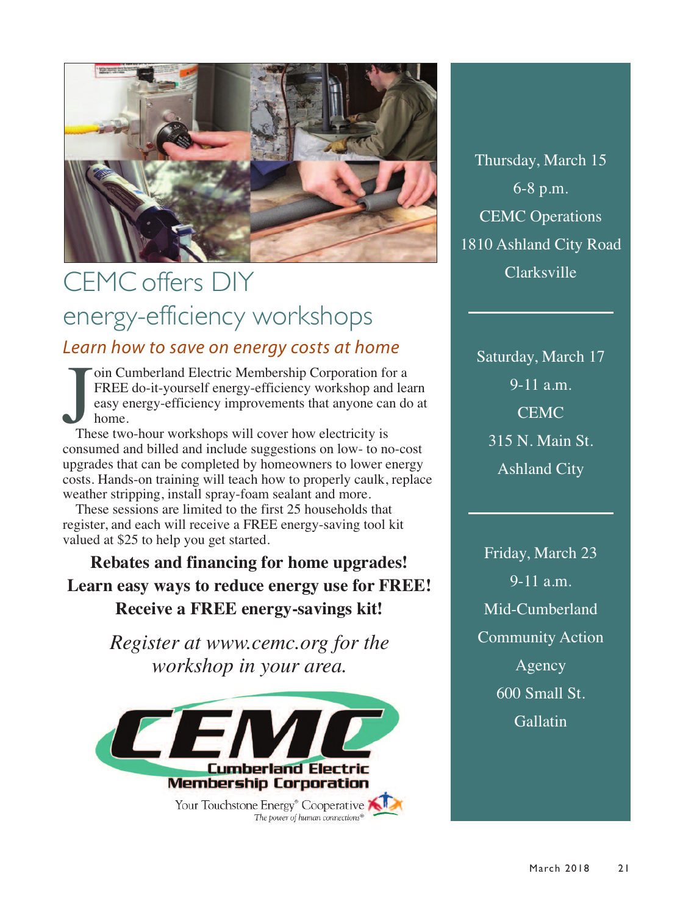# CEMC offers DIY energy-efficiency workshops

## *Learn how to save on energy costs at home*

Join Cumberland Electric Membership Corporation for a FREE do-it-yourself energy-efficiency workshop and learn easy energy-efficiency improvements that anyone can do at home.

These two-hour workshops will cover how electricity is consumed and billed and include suggestions on low- to no-cost upgrades that can be completed by homeowners to lower energy costs. Hands-on training will teach how to properly caulk, replace weather stripping, install spray-foam sealant and more.

These sessions are limited to the first 25 households that register, and each will receive a FREE energy-saving tool kit valued at $25 to help you get started.

**Rebates and financing for home upgrades!**
**Learn easy ways to reduce energy use for FREE!**
**Receive a FREE energy-savings kit!**

*Register at www.cemc.org for the workshop in your area.*

CEMC
Cumberland Electric Membership Corporation
Your Touchstone Energy® Cooperative
*The power of human connections®*

---

Thursday, March 15
6-8 p.m.
CEMC Operations
1810 Ashland City Road
Clarksville

---

Saturday, March 17
9-11 a.m.
CEMC
315 N. Main St.
Ashland City

---

Friday, March 23
9-11 a.m.
Mid-Cumberland Community Action Agency
600 Small St.
Gallatin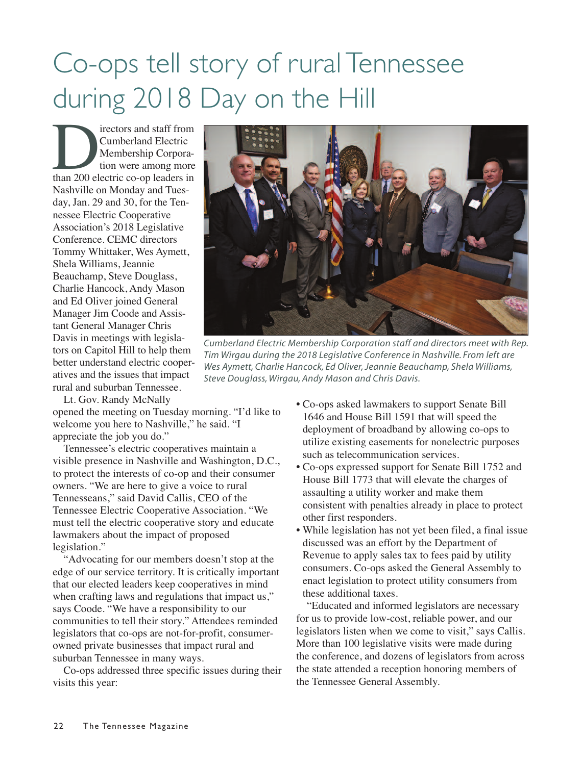# Co-ops tell story of rural Tennessee during 2018 Day on the Hill

Directors and staff from Cumberland Electric Membership Corporation were among more than 200 electric co-op leaders in Nashville on Monday and Tuesday, Jan. 29 and 30, for the Tennessee Electric Cooperative Association's 2018 Legislative Conference. CEMC directors Tommy Whittaker, Wes Aymett, Shela Williams, Jeannie Beauchamp, Steve Douglass, Charlie Hancock, Andy Mason and Ed Oliver joined General Manager Jim Coode and Assistant General Manager Chris Davis in meetings with legislators on Capitol Hill to help them better understand electric cooperatives and the issues that impact rural and suburban Tennessee.

*Cumberland Electric Membership Corporation staff and directors meet with Rep. Tim Wirgau during the 2018 Legislative Conference in Nashville. From left are Wes Aymett, Charlie Hancock, Ed Oliver, Jeannie Beauchamp, Shela Williams, Steve Douglass, Wirgau, Andy Mason and Chris Davis.*

Lt. Gov. Randy McNally opened the meeting on Tuesday morning. "I'd like to welcome you here to Nashville," he said. "I appreciate the job you do."

Tennessee's electric cooperatives maintain a visible presence in Nashville and Washington, D.C., to protect the interests of co-op and their consumer owners. "We are here to give a voice to rural Tennesseans," said David Callis, CEO of the Tennessee Electric Cooperative Association. "We must tell the electric cooperative story and educate lawmakers about the impact of proposed legislation."

"Advocating for our members doesn't stop at the edge of our service territory. It is critically important that our elected leaders keep cooperatives in mind when crafting laws and regulations that impact us," says Coode. "We have a responsibility to our communities to tell their story." Attendees reminded legislators that co-ops are not-for-profit, consumer-owned private businesses that impact rural and suburban Tennessee in many ways.

Co-ops addressed three specific issues during their visits this year:

- Co-ops asked lawmakers to support Senate Bill 1646 and House Bill 1591 that will speed the deployment of broadband by allowing co-ops to utilize existing easements for nonelectric purposes such as telecommunication services.
- Co-ops expressed support for Senate Bill 1752 and House Bill 1773 that will elevate the charges of assaulting a utility worker and make them consistent with penalties already in place to protect other first responders.
- While legislation has not yet been filed, a final issue discussed was an effort by the Department of Revenue to apply sales tax to fees paid by utility consumers. Co-ops asked the General Assembly to enact legislation to protect utility consumers from these additional taxes.

"Educated and informed legislators are necessary for us to provide low-cost, reliable power, and our legislators listen when we come to visit," says Callis. More than 100 legislative visits were made during the conference, and dozens of legislators from across the state attended a reception honoring members of the Tennessee General Assembly.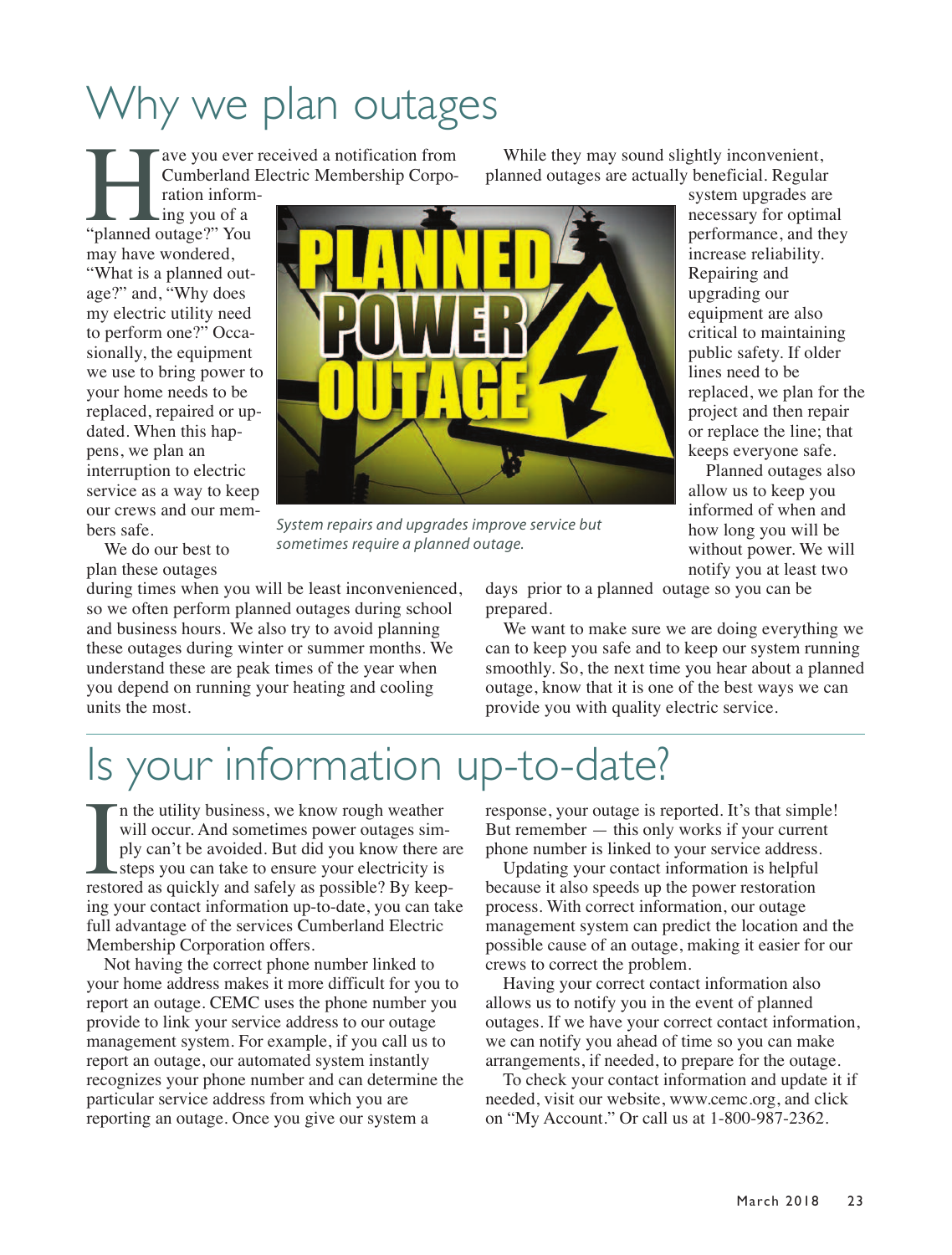# Why we plan outages

Have you ever received a notification from Cumberland Electric Membership Corporation informing you of a "planned outage?" You may have wondered, "What is a planned outage?" and, "Why does my electric utility need to perform one?" Occasionally, the equipment we use to bring power to your home needs to be replaced, repaired or updated. When this happens, we plan an interruption to electric service as a way to keep our crews and our members safe.

We do our best to plan these outages during times when you will be least inconvenienced, so we often perform planned outages during school and business hours. We also try to avoid planning these outages during winter or summer months. We understand these are peak times of the year when you depend on running your heating and cooling units the most.

*System repairs and upgrades improve service but sometimes require a planned outage.*

While they may sound slightly inconvenient, planned outages are actually beneficial. Regular system upgrades are necessary for optimal performance, and they increase reliability. Repairing and upgrading our equipment are also critical to maintaining public safety. If older lines need to be replaced, we plan for the project and then repair or replace the line; that keeps everyone safe.

Planned outages also allow us to keep you informed of when and how long you will be without power. We will notify you at least two days prior to a planned outage so you can be prepared.

We want to make sure we are doing everything we can to keep you safe and to keep our system running smoothly. So, the next time you hear about a planned outage, know that it is one of the best ways we can provide you with quality electric service.

# Is your information up-to-date?

In the utility business, we know rough weather will occur. And sometimes power outages simply can't be avoided. But did you know there are steps you can take to ensure your electricity is restored as quickly and safely as possible? By keeping your contact information up-to-date, you can take full advantage of the services Cumberland Electric Membership Corporation offers.

Not having the correct phone number linked to your home address makes it more difficult for you to report an outage. CEMC uses the phone number you provide to link your service address to our outage management system. For example, if you call us to report an outage, our automated system instantly recognizes your phone number and can determine the particular service address from which you are reporting an outage. Once you give our system a response, your outage is reported. It's that simple! But remember — this only works if your current phone number is linked to your service address.

Updating your contact information is helpful because it also speeds up the power restoration process. With correct information, our outage management system can predict the location and the possible cause of an outage, making it easier for our crews to correct the problem.

Having your correct contact information also allows us to notify you in the event of planned outages. If we have your correct contact information, we can notify you ahead of time so you can make arrangements, if needed, to prepare for the outage.

To check your contact information and update it if needed, visit our website, www.cemc.org, and click on "My Account." Or call us at 1-800-987-2362.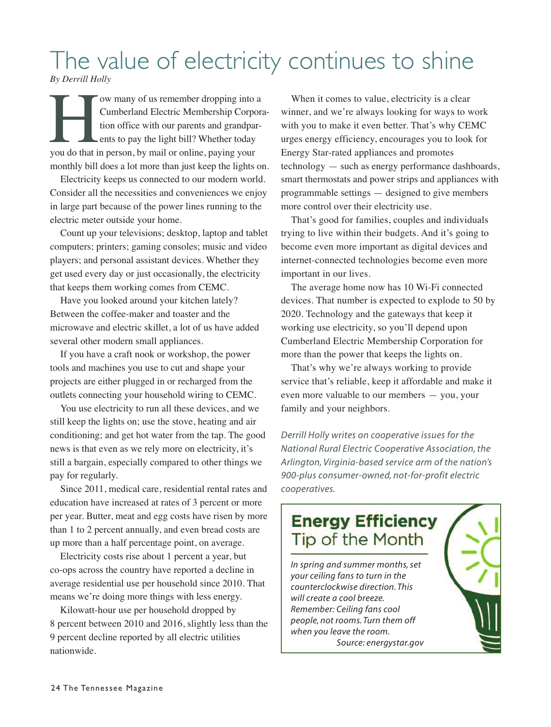# The value of electricity continues to shine

*By Derrill Holly*

How many of us remember dropping into a Cumberland Electric Membership Corporation office with our parents and grandparents to pay the light bill? Whether today you do that in person, by mail or online, paying your monthly bill does a lot more than just keep the lights on.

Electricity keeps us connected to our modern world. Consider all the necessities and conveniences we enjoy in large part because of the power lines running to the electric meter outside your home.

Count up your televisions; desktop, laptop and tablet computers; printers; gaming consoles; music and video players; and personal assistant devices. Whether they get used every day or just occasionally, the electricity that keeps them working comes from CEMC.

Have you looked around your kitchen lately? Between the coffee-maker and toaster and the microwave and electric skillet, a lot of us have added several other modern small appliances.

If you have a craft nook or workshop, the power tools and machines you use to cut and shape your projects are either plugged in or recharged from the outlets connecting your household wiring to CEMC.

You use electricity to run all these devices, and we still keep the lights on; use the stove, heating and air conditioning; and get hot water from the tap. The good news is that even as we rely more on electricity, it's still a bargain, especially compared to other things we pay for regularly.

Since 2011, medical care, residential rental rates and education have increased at rates of 3 percent or more per year. Butter, meat and egg costs have risen by more than 1 to 2 percent annually, and even bread costs are up more than a half percentage point, on average.

Electricity costs rise about 1 percent a year, but co-ops across the country have reported a decline in average residential use per household since 2010. That means we're doing more things with less energy.

Kilowatt-hour use per household dropped by 8 percent between 2010 and 2016, slightly less than the 9 percent decline reported by all electric utilities nationwide.

When it comes to value, electricity is a clear winner, and we're always looking for ways to work with you to make it even better. That's why CEMC urges energy efficiency, encourages you to look for Energy Star-rated appliances and promotes technology — such as energy performance dashboards, smart thermostats and power strips and appliances with programmable settings — designed to give members more control over their electricity use.

That's good for families, couples and individuals trying to live within their budgets. And it's going to become even more important as digital devices and internet-connected technologies become even more important in our lives.

The average home now has 10 Wi-Fi connected devices. That number is expected to explode to 50 by 2020. Technology and the gateways that keep it working use electricity, so you'll depend upon Cumberland Electric Membership Corporation for more than the power that keeps the lights on.

That's why we're always working to provide service that's reliable, keep it affordable and make it even more valuable to our members — you, your family and your neighbors.

*Derrill Holly writes on cooperative issues for the National Rural Electric Cooperative Association, the Arlington, Virginia-based service arm of the nation's 900-plus consumer-owned, not-for-profit electric cooperatives.*

## Energy Efficiency Tip of the Month

*In spring and summer months, set your ceiling fans to turn in the counterclockwise direction. This will create a cool breeze. Remember: Ceiling fans cool people, not rooms. Turn them off when you leave the room.*
*Source: energystar.gov*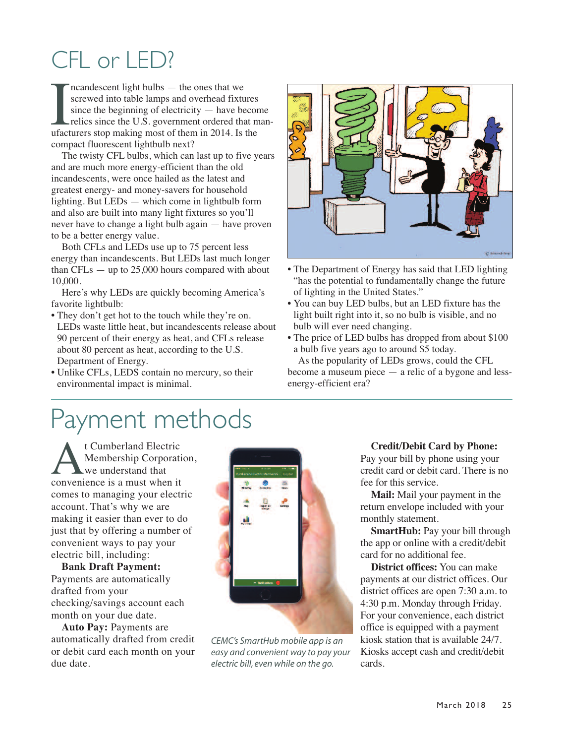# CFL or LED?

Incandescent light bulbs — the ones that we screwed into table lamps and overhead fixtures since the beginning of electricity — have become relics since the U.S. government ordered that manufacturers stop making most of them in 2014. Is the compact fluorescent lightbulb next?

The twisty CFL bulbs, which can last up to five years and are much more energy-efficient than the old incandescents, were once hailed as the latest and greatest energy- and money-savers for household lighting. But LEDs — which come in lightbulb form and also are built into many light fixtures so you'll never have to change a light bulb again — have proven to be a better energy value.

Both CFLs and LEDs use up to 75 percent less energy than incandescents. But LEDs last much longer than CFLs — up to 25,000 hours compared with about 10,000.

Here's why LEDs are quickly becoming America's favorite lightbulb:

- They don't get hot to the touch while they're on. LEDs waste little heat, but incandescents release about 90 percent of their energy as heat, and CFLs release about 80 percent as heat, according to the U.S. Department of Energy.
- Unlike CFLs, LEDS contain no mercury, so their environmental impact is minimal.
- The Department of Energy has said that LED lighting "has the potential to fundamentally change the future of lighting in the United States."
- You can buy LED bulbs, but an LED fixture has the light built right into it, so no bulb is visible, and no bulb will ever need changing.
- The price of LED bulbs has dropped from about $100 a bulb five years ago to around $5 today.

As the popularity of LEDs grows, could the CFL become a museum piece — a relic of a bygone and less-energy-efficient era?

# Payment methods

At Cumberland Electric Membership Corporation, we understand that convenience is a must when it comes to managing your electric account. That's why we are making it easier than ever to do just that by offering a number of convenient ways to pay your electric bill, including:

**Bank Draft Payment:** Payments are automatically drafted from your checking/savings account each month on your due date.

**Auto Pay:** Payments are automatically drafted from credit or debit card each month on your due date.

*CEMC's SmartHub mobile app is an easy and convenient way to pay your electric bill, even while on the go.*

**Credit/Debit Card by Phone:** Pay your bill by phone using your credit card or debit card. There is no fee for this service.

**Mail:** Mail your payment in the return envelope included with your monthly statement.

**SmartHub:** Pay your bill through the app or online with a credit/debit card for no additional fee.

**District offices:** You can make payments at our district offices. Our district offices are open 7:30 a.m. to 4:30 p.m. Monday through Friday. For your convenience, each district office is equipped with a payment kiosk station that is available 24/7. Kiosks accept cash and credit/debit cards.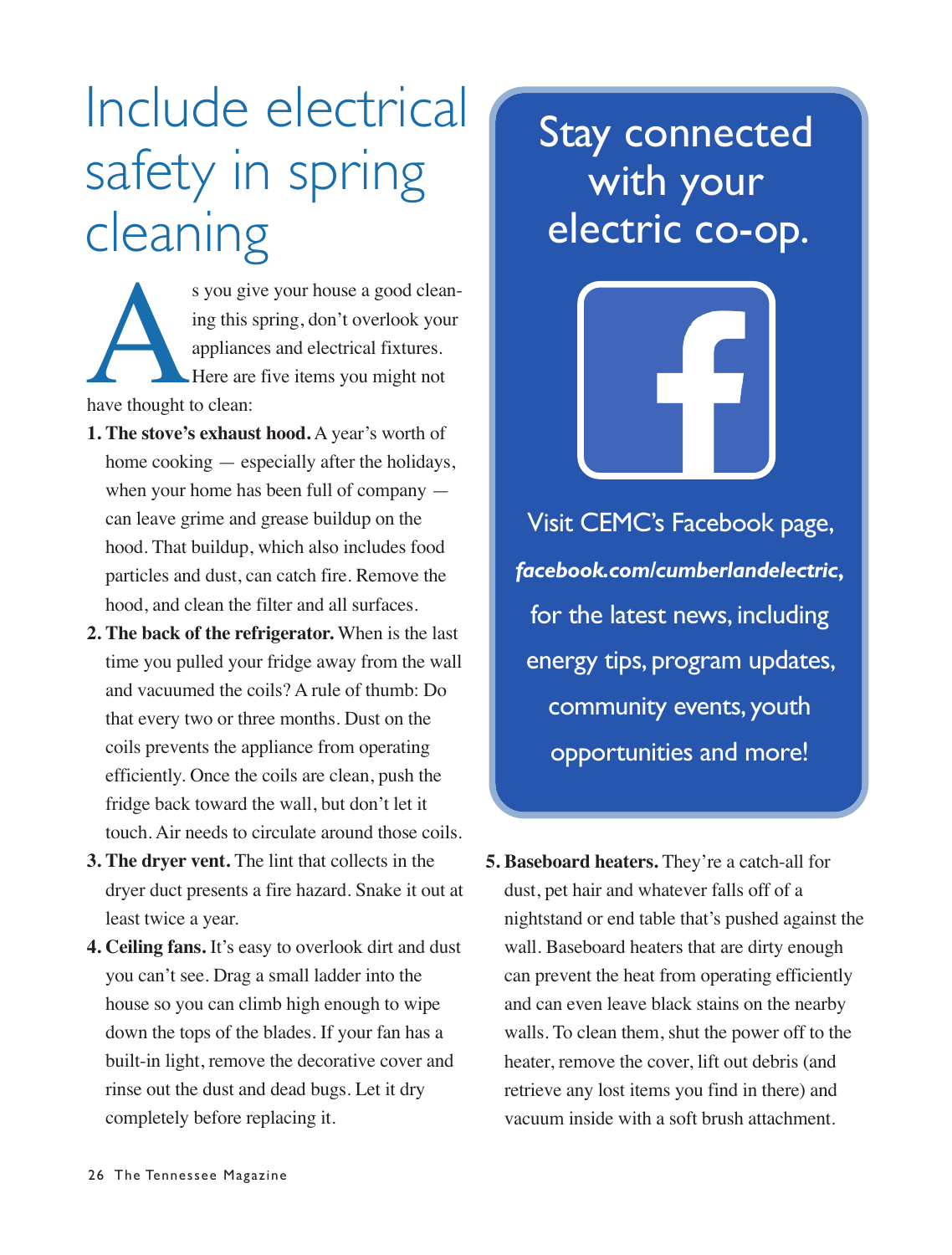# Include electrical safety in spring cleaning

As you give your house a good cleaning this spring, don't overlook your appliances and electrical fixtures. Here are five items you might not have thought to clean:

1. **The stove's exhaust hood.** A year's worth of home cooking — especially after the holidays, when your home has been full of company — can leave grime and grease buildup on the hood. That buildup, which also includes food particles and dust, can catch fire. Remove the hood, and clean the filter and all surfaces.
2. **The back of the refrigerator.** When is the last time you pulled your fridge away from the wall and vacuumed the coils? A rule of thumb: Do that every two or three months. Dust on the coils prevents the appliance from operating efficiently. Once the coils are clean, push the fridge back toward the wall, but don't let it touch. Air needs to circulate around those coils.
3. **The dryer vent.** The lint that collects in the dryer duct presents a fire hazard. Snake it out at least twice a year.
4. **Ceiling fans.** It's easy to overlook dirt and dust you can't see. Drag a small ladder into the house so you can climb high enough to wipe down the tops of the blades. If your fan has a built-in light, remove the decorative cover and rinse out the dust and dead bugs. Let it dry completely before replacing it.
5. **Baseboard heaters.** They're a catch-all for dust, pet hair and whatever falls off of a nightstand or end table that's pushed against the wall. Baseboard heaters that are dirty enough can prevent the heat from operating efficiently and can even leave black stains on the nearby walls. To clean them, shut the power off to the heater, remove the cover, lift out debris (and retrieve any lost items you find in there) and vacuum inside with a soft brush attachment.

## Stay connected with your electric co-op.

Visit CEMC's Facebook page, ***facebook.com/cumberlandelectric***, for the latest news, including energy tips, program updates, community events, youth opportunities and more!